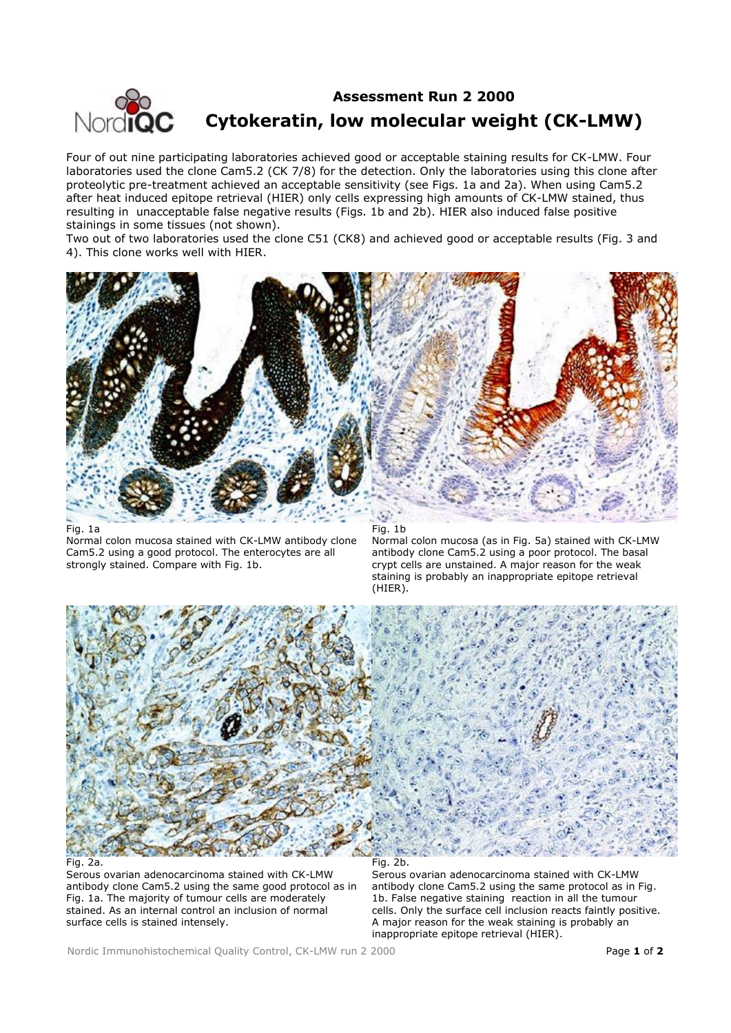# Assessment Run 2 2000

## Cytokeratin, low molecular weight (CK-LMW)

Four of out nine participating laboratories achieved good or acceptable staining results for CK-LMW. Four laboratories used the clone Cam5.2 (CK 7/8) for the detection. Only the laboratories using this clone after proteolytic pre-treatment achieved an acceptable sensitivity (see Figs. 1a and 2a). When using Cam5.2 after heat induced epitope retrieval (HIER) only cells expressing high amounts of CK-LMW stained, thus resulting in unacceptable false negative results (Figs. 1b and 2b). HIER also induced false positive stainings in some tissues (not shown).

Two out of two laboratories used the clone C51 (CK8) and achieved good or acceptable results (Fig. 3 and 4). This clone works well with HIER.

Fig. 1a
Normal colon mucosa stained with CK-LMW antibody clone Cam5.2 using a good protocol. The enterocytes are all strongly stained. Compare with Fig. 1b.

Fig. 1b
Normal colon mucosa (as in Fig. 5a) stained with CK-LMW antibody clone Cam5.2 using a poor protocol. The basal crypt cells are unstained. A major reason for the weak staining is probably an inappropriate epitope retrieval (HIER).

Fig. 2a.
Serous ovarian adenocarcinoma stained with CK-LMW antibody clone Cam5.2 using the same good protocol as in Fig. 1a. The majority of tumour cells are moderately stained. As an internal control an inclusion of normal surface cells is stained intensely.

Fig. 2b.
Serous ovarian adenocarcinoma stained with CK-LMW antibody clone Cam5.2 using the same protocol as in Fig. 1b. False negative staining reaction in all the tumour cells. Only the surface cell inclusion reacts faintly positive. A major reason for the weak staining is probably an inappropriate epitope retrieval (HIER).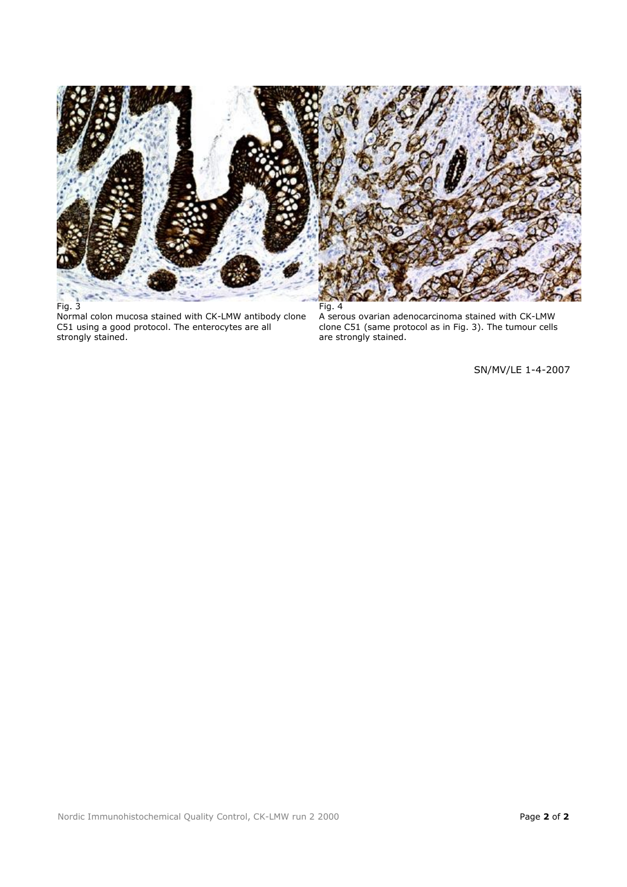Fig. 3
Normal colon mucosa stained with CK-LMW antibody clone C51 using a good protocol. The enterocytes are all strongly stained.

Fig. 4
A serous ovarian adenocarcinoma stained with CK-LMW clone C51 (same protocol as in Fig. 3). The tumour cells are strongly stained.

SN/MV/LE 1-4-2007